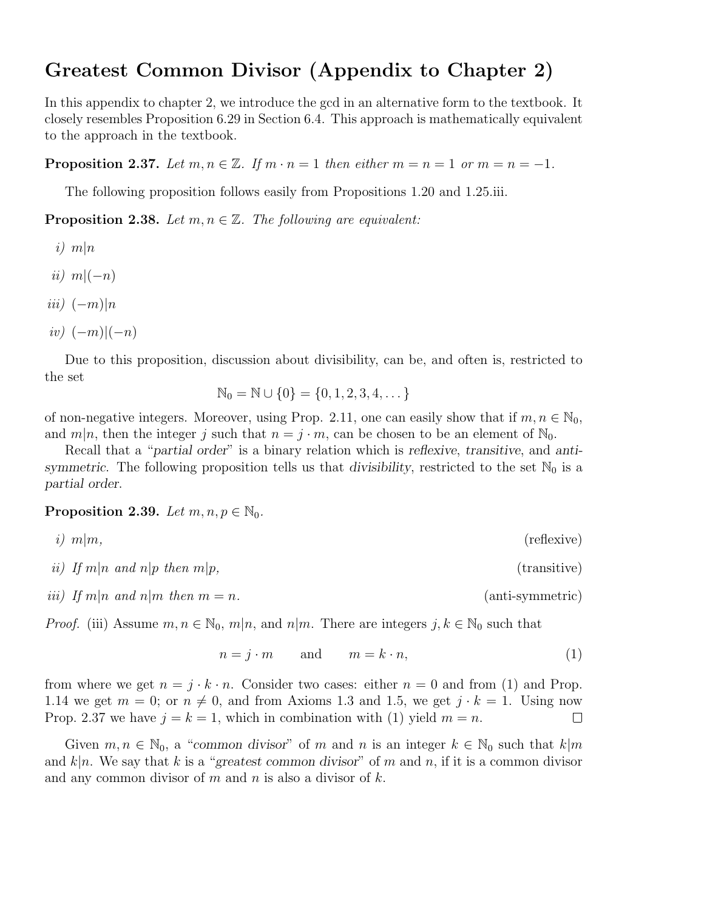# Greatest Common Divisor (Appendix to Chapter 2)

In this appendix to chapter 2, we introduce the gcd in an alternative form to the textbook. It closely resembles Proposition 6.29 in Section 6.4. This approach is mathematically equivalent to the approach in the textbook.

**Proposition 2.37.** *Let $m, n \in \mathbb{Z}$. If $m \cdot n = 1$ then either $m = n = 1$ or $m = n = -1$.*

The following proposition follows easily from Propositions 1.20 and 1.25.iii.

**Proposition 2.38.** *Let $m, n \in \mathbb{Z}$. The following are equivalent:*

*i)* $m|n$

*ii)* $m|(-n)$

*iii)* $(-m)|n$

*iv)* $(-m)|(-n)$

Due to this proposition, discussion about divisibility, can be, and often is, restricted to the set

$$\mathbb{N}_0 = \mathbb{N} \cup \{0\} = \{0, 1, 2, 3, 4, \dots\}$$

of non-negative integers. Moreover, using Prop. 2.11, one can easily show that if $m, n \in \mathbb{N}_0$, and $m|n$, then the integer $j$ such that $n = j \cdot m$, can be chosen to be an element of $\mathbb{N}_0$.

Recall that a "*partial order*" is a binary relation which is *reflexive*, *transitive*, and *anti-symmetric*. The following proposition tells us that *divisibility*, restricted to the set $\mathbb{N}_0$ is a *partial order*.

**Proposition 2.39.** *Let $m, n, p \in \mathbb{N}_0$.*

*i)* $m|m$, (reflexive)

*ii) If* $m|n$ *and* $n|p$ *then* $m|p$, (transitive)

*iii) If* $m|n$ *and* $n|m$ *then* $m = n$. (anti-symmetric)

*Proof.* (iii) Assume $m, n \in \mathbb{N}_0$, $m|n$, and $n|m$. There are integers $j, k \in \mathbb{N}_0$ such that

$$n = j \cdot m \qquad \text{and} \qquad m = k \cdot n, \tag{1}$$

from where we get $n = j \cdot k \cdot n$. Consider two cases: either $n = 0$ and from (1) and Prop. 1.14 we get $m = 0$; or $n \neq 0$, and from Axioms 1.3 and 1.5, we get $j \cdot k = 1$. Using now Prop. 2.37 we have $j = k = 1$, which in combination with (1) yield $m = n$. □

Given $m, n \in \mathbb{N}_0$, a "*common divisor*" of $m$ and $n$ is an integer $k \in \mathbb{N}_0$ such that $k|m$ and $k|n$. We say that $k$ is a "*greatest common divisor*" of $m$ and $n$, if it is a common divisor and any common divisor of $m$ and $n$ is also a divisor of $k$.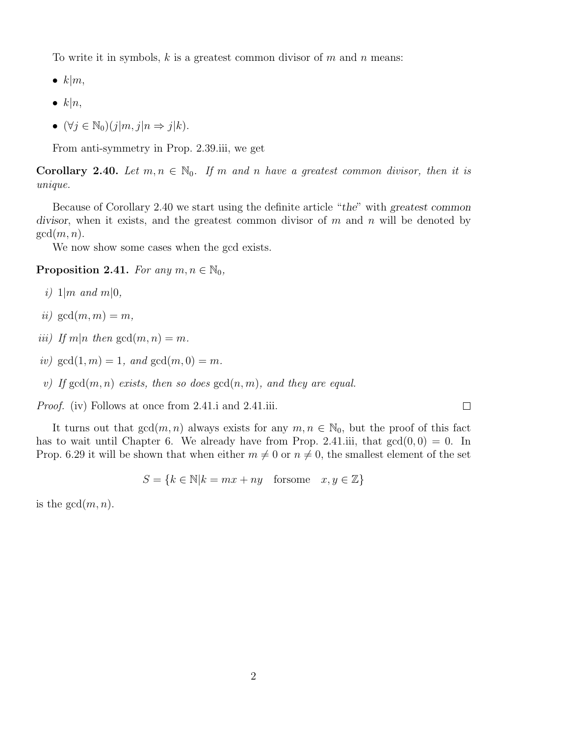To write it in symbols, $k$ is a greatest common divisor of $m$ and $n$ means:

- $k|m$,
- $k|n$,
- $(\forall j \in \mathbb{N}_0)(j|m, j|n \Rightarrow j|k)$.

From anti-symmetry in Prop. 2.39.iii, we get

**Corollary 2.40.** *Let $m, n \in \mathbb{N}_0$. If $m$ and $n$ have a greatest common divisor, then it is unique.*

Because of Corollary 2.40 we start using the definite article "*the*" with *greatest common divisor*, when it exists, and the greatest common divisor of $m$ and $n$ will be denoted by $\gcd(m, n)$.

We now show some cases when the gcd exists.

**Proposition 2.41.** *For any $m, n \in \mathbb{N}_0$,*

*i)* $1|m$ *and* $m|0$,

*ii)* $\gcd(m, m) = m$,

*iii) If* $m|n$ *then* $\gcd(m, n) = m$.

*iv)* $\gcd(1, m) = 1$, *and* $\gcd(m, 0) = m$.

*v) If* $\gcd(m, n)$ *exists, then so does* $\gcd(n, m)$*, and they are equal.*

*Proof.* (iv) Follows at once from 2.41.i and 2.41.iii. □

It turns out that $\gcd(m, n)$ always exists for any $m, n \in \mathbb{N}_0$, but the proof of this fact has to wait until Chapter 6. We already have from Prop. 2.41.iii, that $\gcd(0, 0) = 0$. In Prop. 6.29 it will be shown that when either $m \neq 0$ or $n \neq 0$, the smallest element of the set

$$S = \{k \in \mathbb{N} | k = mx + ny \quad \text{forsome} \quad x, y \in \mathbb{Z}\}$$

is the $\gcd(m, n)$.